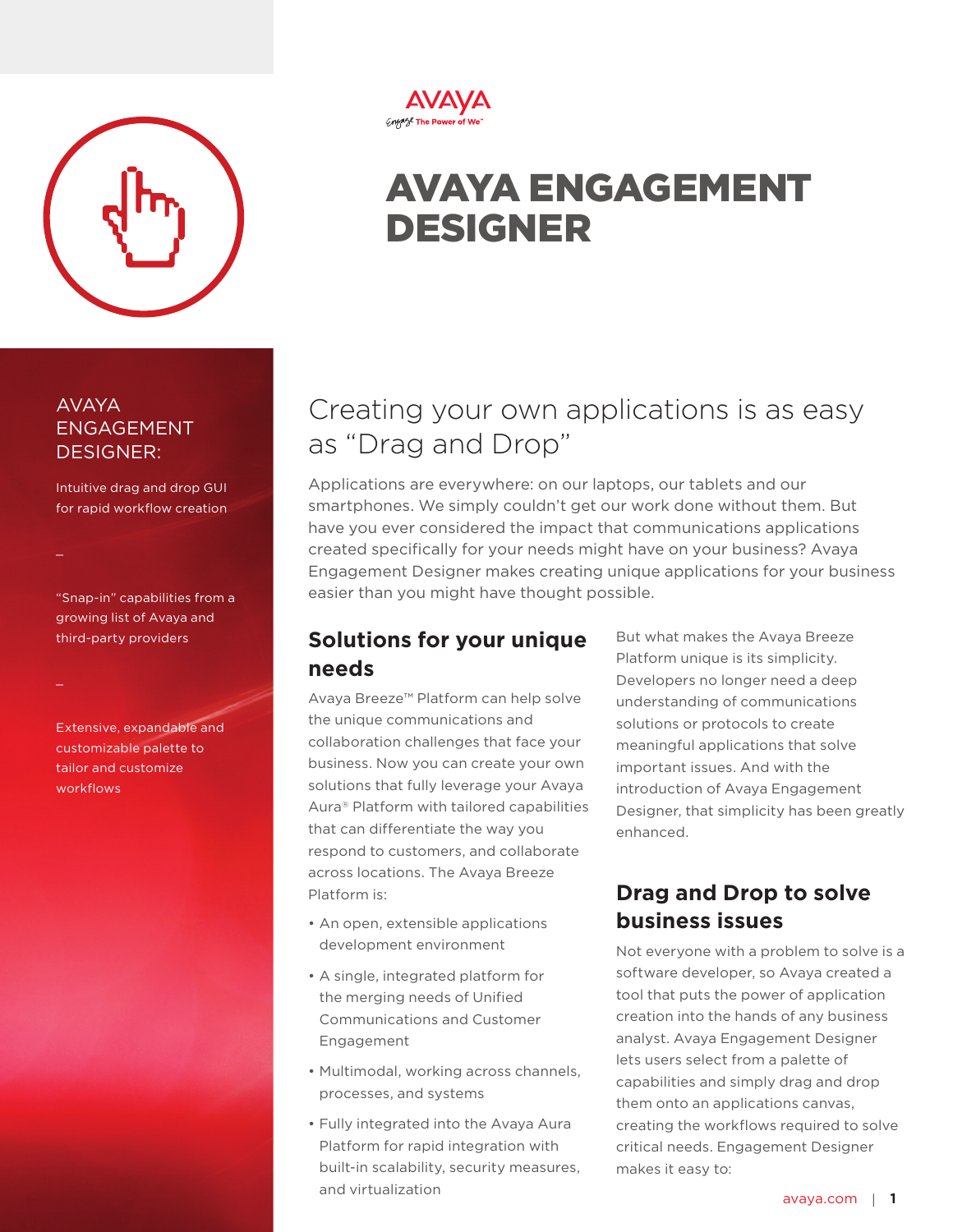# AVAYA ENGAGEMENT DESIGNER

## AVAYA ENGAGEMENT DESIGNER:

Intuitive drag and drop GUI for rapid workflow creation

–

"Snap-in" capabilities from a growing list of Avaya and third-party providers

–

Extensive, expandable and customizable palette to tailor and customize workflows

## Creating your own applications is as easy as "Drag and Drop"

Applications are everywhere: on our laptops, our tablets and our smartphones. We simply couldn't get our work done without them. But have you ever considered the impact that communications applications created specifically for your needs might have on your business? Avaya Engagement Designer makes creating unique applications for your business easier than you might have thought possible.

### Solutions for your unique needs

Avaya Breeze™ Platform can help solve the unique communications and collaboration challenges that face your business. Now you can create your own solutions that fully leverage your Avaya Aura® Platform with tailored capabilities that can differentiate the way you respond to customers, and collaborate across locations. The Avaya Breeze Platform is:

- An open, extensible applications development environment
- A single, integrated platform for the merging needs of Unified Communications and Customer Engagement
- Multimodal, working across channels, processes, and systems
- Fully integrated into the Avaya Aura Platform for rapid integration with built-in scalability, security measures, and virtualization

But what makes the Avaya Breeze Platform unique is its simplicity. Developers no longer need a deep understanding of communications solutions or protocols to create meaningful applications that solve important issues. And with the introduction of Avaya Engagement Designer, that simplicity has been greatly enhanced.

### Drag and Drop to solve business issues

Not everyone with a problem to solve is a software developer, so Avaya created a tool that puts the power of application creation into the hands of any business analyst. Avaya Engagement Designer lets users select from a palette of capabilities and simply drag and drop them onto an applications canvas, creating the workflows required to solve critical needs. Engagement Designer makes it easy to: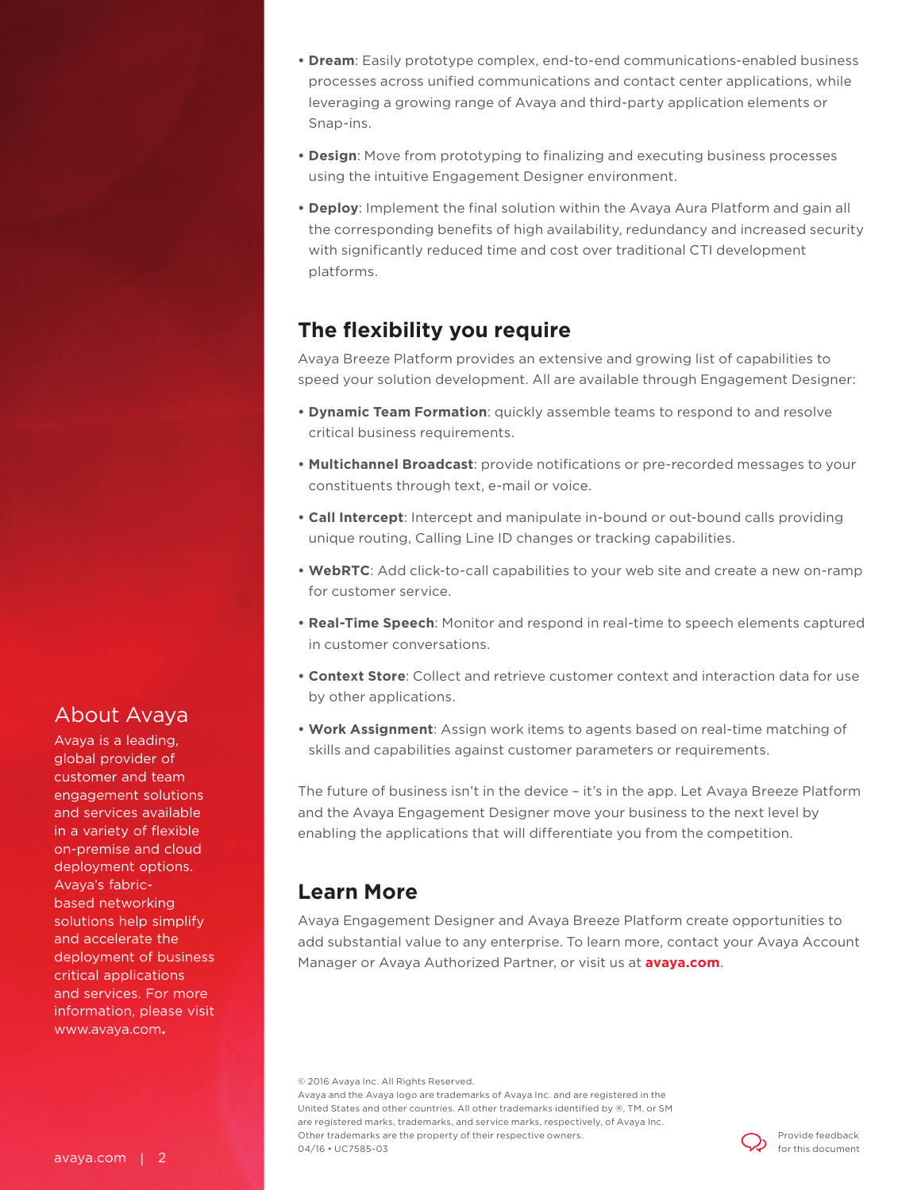- **Dream**: Easily prototype complex, end-to-end communications-enabled business processes across unified communications and contact center applications, while leveraging a growing range of Avaya and third-party application elements or Snap-ins.
- **Design**: Move from prototyping to finalizing and executing business processes using the intuitive Engagement Designer environment.
- **Deploy**: Implement the final solution within the Avaya Aura Platform and gain all the corresponding benefits of high availability, redundancy and increased security with significantly reduced time and cost over traditional CTI development platforms.

## The flexibility you require

Avaya Breeze Platform provides an extensive and growing list of capabilities to speed your solution development. All are available through Engagement Designer:

- **Dynamic Team Formation**: quickly assemble teams to respond to and resolve critical business requirements.
- **Multichannel Broadcast**: provide notifications or pre-recorded messages to your constituents through text, e-mail or voice.
- **Call Intercept**: Intercept and manipulate in-bound or out-bound calls providing unique routing, Calling Line ID changes or tracking capabilities.
- **WebRTC**: Add click-to-call capabilities to your web site and create a new on-ramp for customer service.
- **Real-Time Speech**: Monitor and respond in real-time to speech elements captured in customer conversations.
- **Context Store**: Collect and retrieve customer context and interaction data for use by other applications.
- **Work Assignment**: Assign work items to agents based on real-time matching of skills and capabilities against customer parameters or requirements.

The future of business isn't in the device – it's in the app. Let Avaya Breeze Platform and the Avaya Engagement Designer move your business to the next level by enabling the applications that will differentiate you from the competition.

## Learn More

Avaya Engagement Designer and Avaya Breeze Platform create opportunities to add substantial value to any enterprise. To learn more, contact your Avaya Account Manager or Avaya Authorized Partner, or visit us at **avaya.com**.

## About Avaya

Avaya is a leading, global provider of customer and team engagement solutions and services available in a variety of flexible on-premise and cloud deployment options. Avaya's fabric-based networking solutions help simplify and accelerate the deployment of business critical applications and services. For more information, please visit www.avaya.com.

© 2016 Avaya Inc. All Rights Reserved.
Avaya and the Avaya logo are trademarks of Avaya Inc. and are registered in the United States and other countries. All other trademarks identified by ®, TM, or SM are registered marks, trademarks, and service marks, respectively, of Avaya Inc. Other trademarks are the property of their respective owners.
04/16 • UC7585-03

Provide feedback for this document